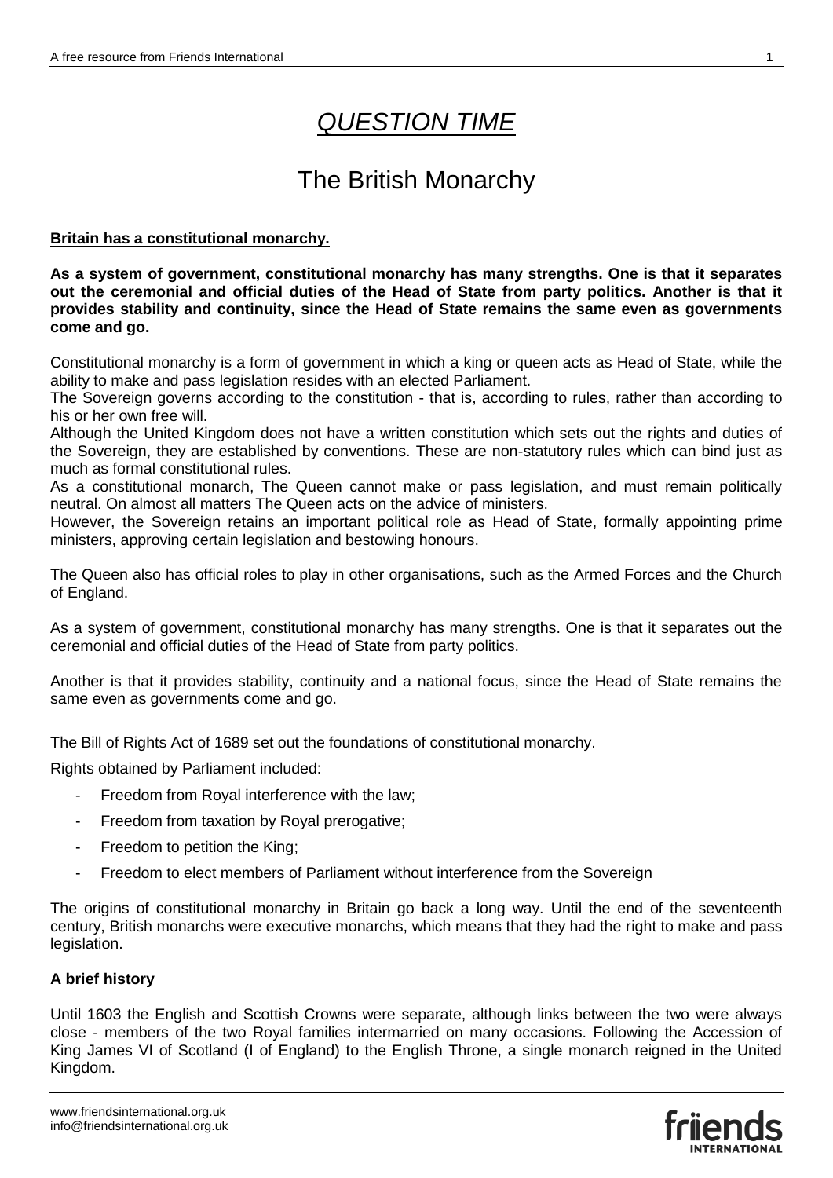# *QUESTION TIME*

## The British Monarchy

**Britain has a constitutional monarchy.**

**As a system of government, constitutional monarchy has many strengths. One is that it separates out the ceremonial and official duties of the Head of State from party politics. Another is that it provides stability and continuity, since the Head of State remains the same even as governments come and go.**

Constitutional monarchy is a form of government in which a king or queen acts as Head of State, while the ability to make and pass legislation resides with an elected Parliament.
The Sovereign governs according to the constitution - that is, according to rules, rather than according to his or her own free will.
Although the United Kingdom does not have a written constitution which sets out the rights and duties of the Sovereign, they are established by conventions. These are non-statutory rules which can bind just as much as formal constitutional rules.
As a constitutional monarch, The Queen cannot make or pass legislation, and must remain politically neutral. On almost all matters The Queen acts on the advice of ministers.
However, the Sovereign retains an important political role as Head of State, formally appointing prime ministers, approving certain legislation and bestowing honours.

The Queen also has official roles to play in other organisations, such as the Armed Forces and the Church of England.

As a system of government, constitutional monarchy has many strengths. One is that it separates out the ceremonial and official duties of the Head of State from party politics.

Another is that it provides stability, continuity and a national focus, since the Head of State remains the same even as governments come and go.

The Bill of Rights Act of 1689 set out the foundations of constitutional monarchy.

Rights obtained by Parliament included:

- Freedom from Royal interference with the law;
- Freedom from taxation by Royal prerogative;
- Freedom to petition the King;
- Freedom to elect members of Parliament without interference from the Sovereign

The origins of constitutional monarchy in Britain go back a long way. Until the end of the seventeenth century, British monarchs were executive monarchs, which means that they had the right to make and pass legislation.

### A brief history

Until 1603 the English and Scottish Crowns were separate, although links between the two were always close - members of the two Royal families intermarried on many occasions. Following the Accession of King James VI of Scotland (I of England) to the English Throne, a single monarch reigned in the United Kingdom.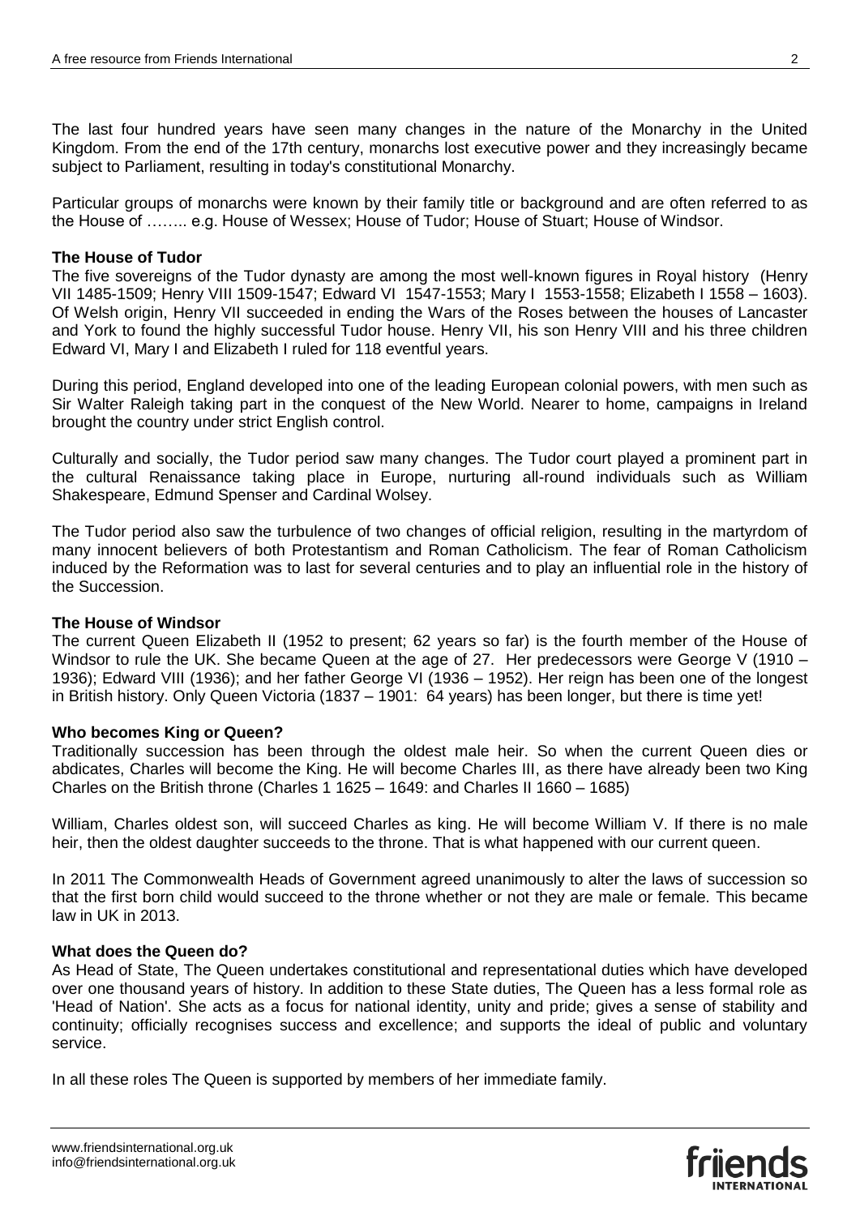The last four hundred years have seen many changes in the nature of the Monarchy in the United Kingdom. From the end of the 17th century, monarchs lost executive power and they increasingly became subject to Parliament, resulting in today's constitutional Monarchy.

Particular groups of monarchs were known by their family title or background and are often referred to as the House of …….. e.g. House of Wessex; House of Tudor; House of Stuart; House of Windsor.

**The House of Tudor**

The five sovereigns of the Tudor dynasty are among the most well-known figures in Royal history (Henry VII 1485-1509; Henry VIII 1509-1547; Edward VI 1547-1553; Mary I 1553-1558; Elizabeth I 1558 – 1603). Of Welsh origin, Henry VII succeeded in ending the Wars of the Roses between the houses of Lancaster and York to found the highly successful Tudor house. Henry VII, his son Henry VIII and his three children Edward VI, Mary I and Elizabeth I ruled for 118 eventful years.

During this period, England developed into one of the leading European colonial powers, with men such as Sir Walter Raleigh taking part in the conquest of the New World. Nearer to home, campaigns in Ireland brought the country under strict English control.

Culturally and socially, the Tudor period saw many changes. The Tudor court played a prominent part in the cultural Renaissance taking place in Europe, nurturing all-round individuals such as William Shakespeare, Edmund Spenser and Cardinal Wolsey.

The Tudor period also saw the turbulence of two changes of official religion, resulting in the martyrdom of many innocent believers of both Protestantism and Roman Catholicism. The fear of Roman Catholicism induced by the Reformation was to last for several centuries and to play an influential role in the history of the Succession.

**The House of Windsor**

The current Queen Elizabeth II (1952 to present; 62 years so far) is the fourth member of the House of Windsor to rule the UK. She became Queen at the age of 27. Her predecessors were George V (1910 – 1936); Edward VIII (1936); and her father George VI (1936 – 1952). Her reign has been one of the longest in British history. Only Queen Victoria (1837 – 1901: 64 years) has been longer, but there is time yet!

**Who becomes King or Queen?**

Traditionally succession has been through the oldest male heir. So when the current Queen dies or abdicates, Charles will become the King. He will become Charles III, as there have already been two King Charles on the British throne (Charles 1 1625 – 1649: and Charles II 1660 – 1685)

William, Charles oldest son, will succeed Charles as king. He will become William V. If there is no male heir, then the oldest daughter succeeds to the throne. That is what happened with our current queen.

In 2011 The Commonwealth Heads of Government agreed unanimously to alter the laws of succession so that the first born child would succeed to the throne whether or not they are male or female. This became law in UK in 2013.

**What does the Queen do?**

As Head of State, The Queen undertakes constitutional and representational duties which have developed over one thousand years of history. In addition to these State duties, The Queen has a less formal role as 'Head of Nation'. She acts as a focus for national identity, unity and pride; gives a sense of stability and continuity; officially recognises success and excellence; and supports the ideal of public and voluntary service.

In all these roles The Queen is supported by members of her immediate family.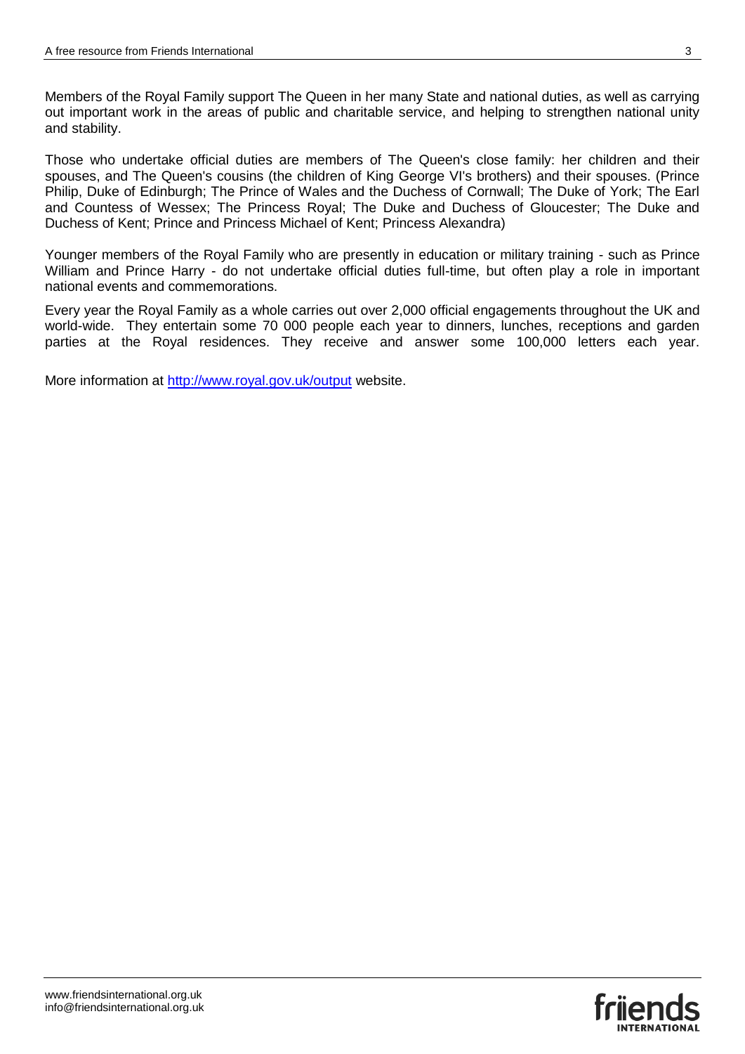Members of the Royal Family support The Queen in her many State and national duties, as well as carrying out important work in the areas of public and charitable service, and helping to strengthen national unity and stability.

Those who undertake official duties are members of The Queen's close family: her children and their spouses, and The Queen's cousins (the children of King George VI's brothers) and their spouses. (Prince Philip, Duke of Edinburgh; The Prince of Wales and the Duchess of Cornwall; The Duke of York; The Earl and Countess of Wessex; The Princess Royal; The Duke and Duchess of Gloucester; The Duke and Duchess of Kent; Prince and Princess Michael of Kent; Princess Alexandra)

Younger members of the Royal Family who are presently in education or military training - such as Prince William and Prince Harry - do not undertake official duties full-time, but often play a role in important national events and commemorations.

Every year the Royal Family as a whole carries out over 2,000 official engagements throughout the UK and world-wide. They entertain some 70 000 people each year to dinners, lunches, receptions and garden parties at the Royal residences. They receive and answer some 100,000 letters each year.

More information at [http://www.royal.gov.uk/output](http://www.royal.gov.uk/output) website.